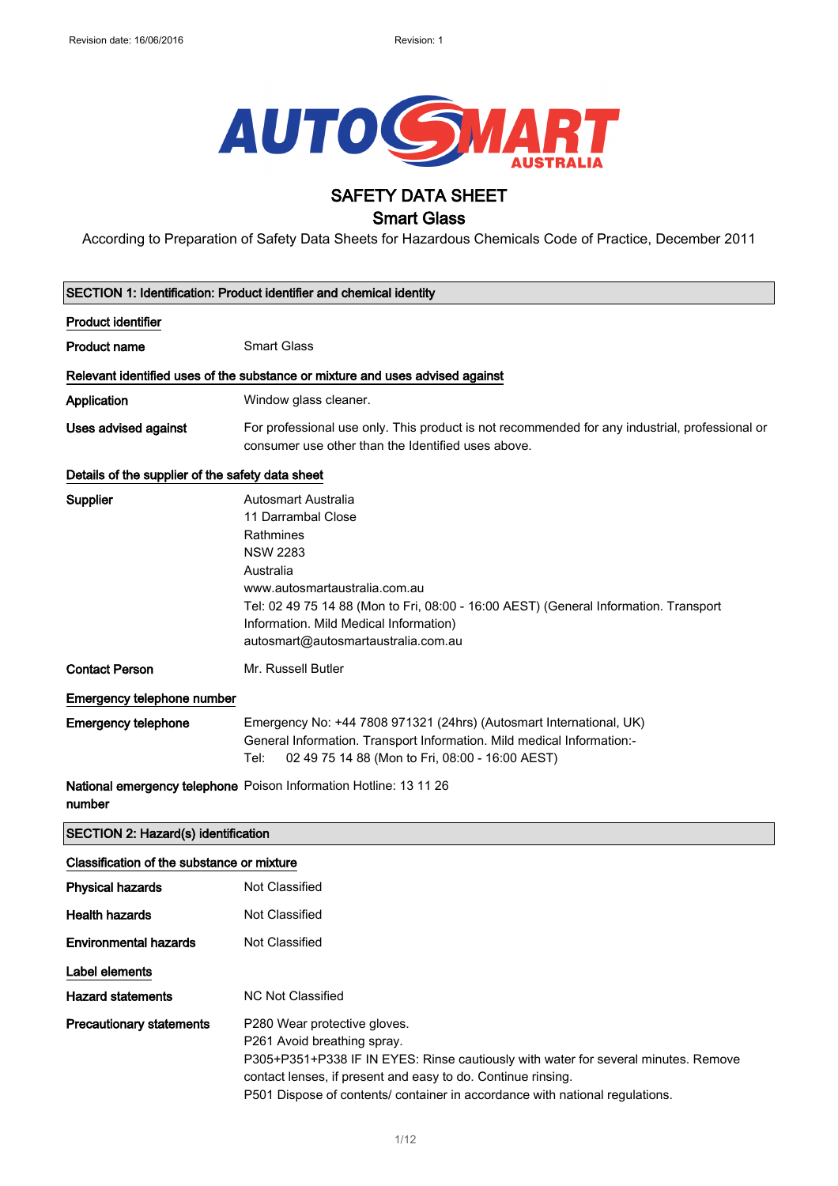Revision date: 16/06/2016 Revision: 1

# SAFETY DATA SHEET

## Smart Glass

According to Preparation of Safety Data Sheets for Hazardous Chemicals Code of Practice, December 2011

## SECTION 1: Identification: Product identifier and chemical identity

**Product identifier**

| | |
|---|---|
| **Product name** | Smart Glass |

**Relevant identified uses of the substance or mixture and uses advised against**

| | |
|---|---|
| **Application** | Window glass cleaner. |
| **Uses advised against** | For professional use only. This product is not recommended for any industrial, professional or consumer use other than the Identified uses above. |

**Details of the supplier of the safety data sheet**

| | |
|---|---|
| **Supplier** | Autosmart Australia<br>11 Darrambal Close<br>Rathmines<br>NSW 2283<br>Australia<br>www.autosmartaustralia.com.au<br>Tel: 02 49 75 14 88 (Mon to Fri, 08:00 - 16:00 AEST) (General Information. Transport Information. Mild Medical Information)<br>autosmart@autosmartaustralia.com.au |
| **Contact Person** | Mr. Russell Butler |

**Emergency telephone number**

| | |
|---|---|
| **Emergency telephone** | Emergency No: +44 7808 971321 (24hrs) (Autosmart International, UK)<br>General Information. Transport Information. Mild medical Information:-<br>Tel: 02 49 75 14 88 (Mon to Fri, 08:00 - 16:00 AEST) |
| **National emergency telephone number** | Poison Information Hotline: 13 11 26 |

## SECTION 2: Hazard(s) identification

**Classification of the substance or mixture**

| | |
|---|---|
| **Physical hazards** | Not Classified |
| **Health hazards** | Not Classified |
| **Environmental hazards** | Not Classified |

**Label elements**

| | |
|---|---|
| **Hazard statements** | NC Not Classified |
| **Precautionary statements** | P280 Wear protective gloves.<br>P261 Avoid breathing spray.<br>P305+P351+P338 IF IN EYES: Rinse cautiously with water for several minutes. Remove contact lenses, if present and easy to do. Continue rinsing.<br>P501 Dispose of contents/ container in accordance with national regulations. |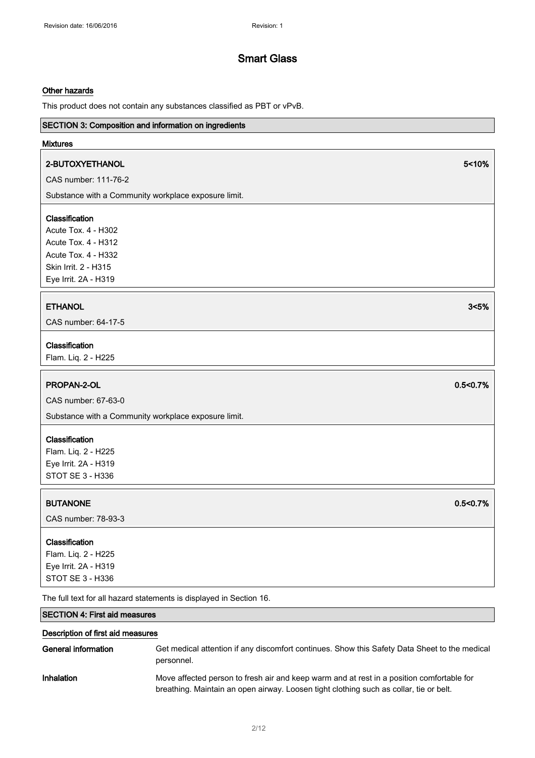# Smart Glass

### Other hazards

This product does not contain any substances classified as PBT or vPvB.

## SECTION 3: Composition and information on ingredients

### Mixtures

**2-BUTOXYETHANOL** 5<10%

CAS number: 111-76-2

Substance with a Community workplace exposure limit.

**Classification**

Acute Tox. 4 - H302
Acute Tox. 4 - H312
Acute Tox. 4 - H332
Skin Irrit. 2 - H315
Eye Irrit. 2A - H319

**ETHANOL** 3<5%

CAS number: 64-17-5

**Classification**

Flam. Liq. 2 - H225

**PROPAN-2-OL** 0.5<0.7%

CAS number: 67-63-0

Substance with a Community workplace exposure limit.

**Classification**

Flam. Liq. 2 - H225
Eye Irrit. 2A - H319
STOT SE 3 - H336

**BUTANONE** 0.5<0.7%

CAS number: 78-93-3

**Classification**

Flam. Liq. 2 - H225
Eye Irrit. 2A - H319
STOT SE 3 - H336

The full text for all hazard statements is displayed in Section 16.

## SECTION 4: First aid measures

### Description of first aid measures

| | |
|---|---|
| **General information** | Get medical attention if any discomfort continues. Show this Safety Data Sheet to the medical personnel. |
| **Inhalation** | Move affected person to fresh air and keep warm and at rest in a position comfortable for breathing. Maintain an open airway. Loosen tight clothing such as collar, tie or belt. |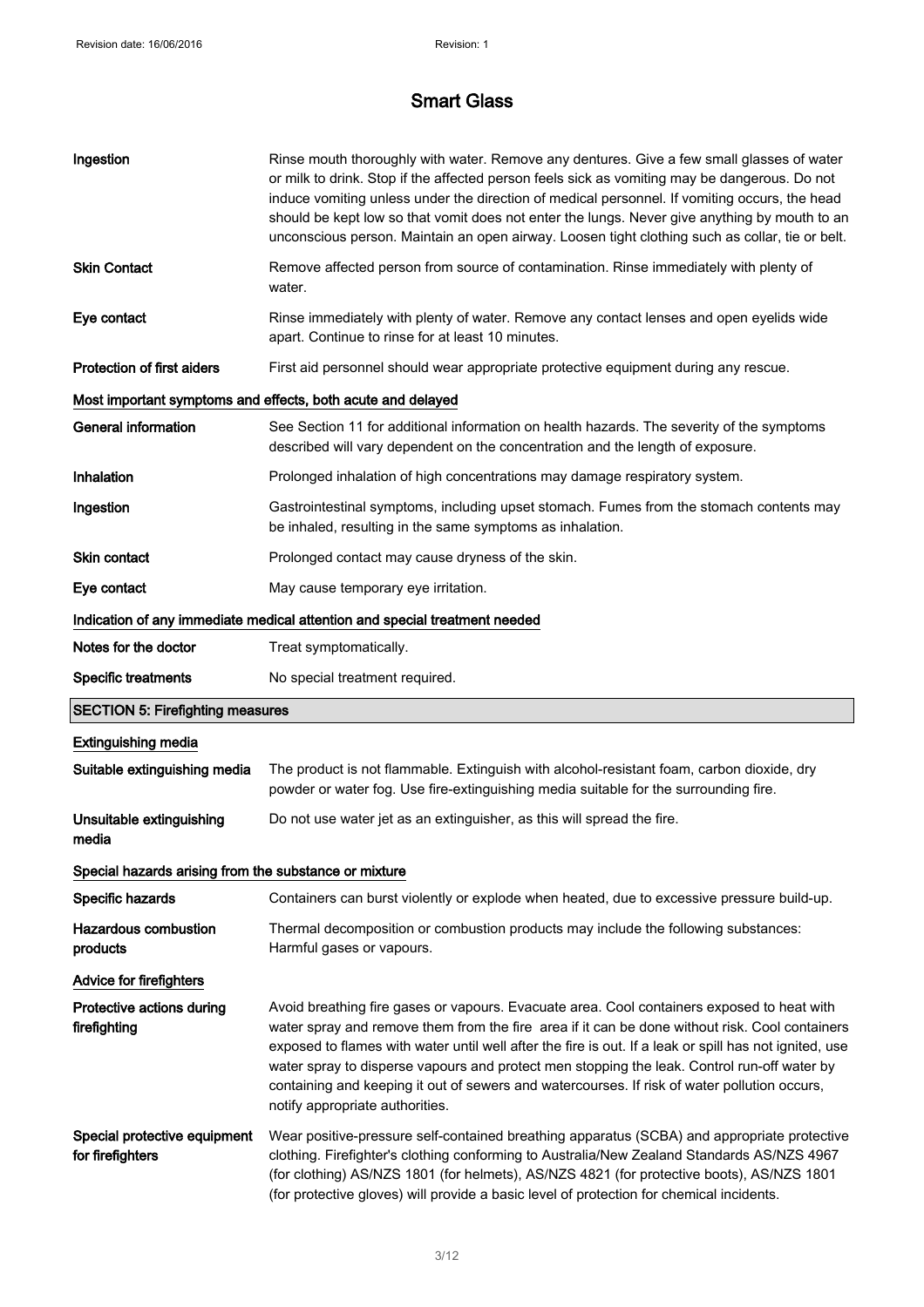# Smart Glass

| | |
|---|---|
| **Ingestion** | Rinse mouth thoroughly with water. Remove any dentures. Give a few small glasses of water or milk to drink. Stop if the affected person feels sick as vomiting may be dangerous. Do not induce vomiting unless under the direction of medical personnel. If vomiting occurs, the head should be kept low so that vomit does not enter the lungs. Never give anything by mouth to an unconscious person. Maintain an open airway. Loosen tight clothing such as collar, tie or belt. |
| **Skin Contact** | Remove affected person from source of contamination. Rinse immediately with plenty of water. |
| **Eye contact** | Rinse immediately with plenty of water. Remove any contact lenses and open eyelids wide apart. Continue to rinse for at least 10 minutes. |
| **Protection of first aiders** | First aid personnel should wear appropriate protective equipment during any rescue. |

**Most important symptoms and effects, both acute and delayed**

| | |
|---|---|
| **General information** | See Section 11 for additional information on health hazards. The severity of the symptoms described will vary dependent on the concentration and the length of exposure. |
| **Inhalation** | Prolonged inhalation of high concentrations may damage respiratory system. |
| **Ingestion** | Gastrointestinal symptoms, including upset stomach. Fumes from the stomach contents may be inhaled, resulting in the same symptoms as inhalation. |
| **Skin contact** | Prolonged contact may cause dryness of the skin. |
| **Eye contact** | May cause temporary eye irritation. |

**Indication of any immediate medical attention and special treatment needed**

| | |
|---|---|
| **Notes for the doctor** | Treat symptomatically. |
| **Specific treatments** | No special treatment required. |

## SECTION 5: Firefighting measures

**Extinguishing media**

| | |
|---|---|
| **Suitable extinguishing media** | The product is not flammable. Extinguish with alcohol-resistant foam, carbon dioxide, dry powder or water fog. Use fire-extinguishing media suitable for the surrounding fire. |
| **Unsuitable extinguishing media** | Do not use water jet as an extinguisher, as this will spread the fire. |

**Special hazards arising from the substance or mixture**

| | |
|---|---|
| **Specific hazards** | Containers can burst violently or explode when heated, due to excessive pressure build-up. |
| **Hazardous combustion products** | Thermal decomposition or combustion products may include the following substances: Harmful gases or vapours. |

**Advice for firefighters**

| | |
|---|---|
| **Protective actions during firefighting** | Avoid breathing fire gases or vapours. Evacuate area. Cool containers exposed to heat with water spray and remove them from the fire area if it can be done without risk. Cool containers exposed to flames with water until well after the fire is out. If a leak or spill has not ignited, use water spray to disperse vapours and protect men stopping the leak. Control run-off water by containing and keeping it out of sewers and watercourses. If risk of water pollution occurs, notify appropriate authorities. |
| **Special protective equipment for firefighters** | Wear positive-pressure self-contained breathing apparatus (SCBA) and appropriate protective clothing. Firefighter's clothing conforming to Australia/New Zealand Standards AS/NZS 4967 (for clothing) AS/NZS 1801 (for helmets), AS/NZS 4821 (for protective boots), AS/NZS 1801 (for protective gloves) will provide a basic level of protection for chemical incidents. |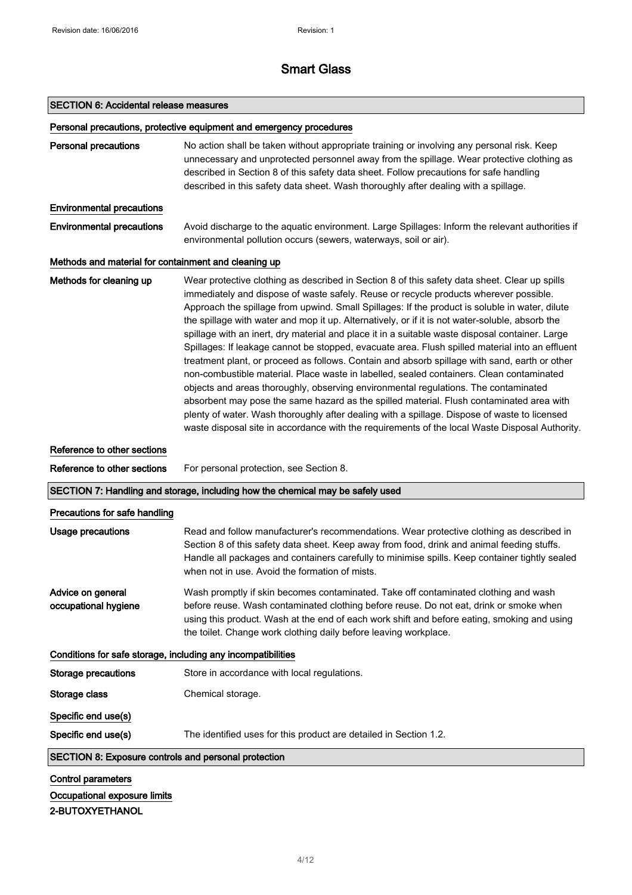## SECTION 6: Accidental release measures

### Personal precautions, protective equipment and emergency procedures

**Personal precautions** No action shall be taken without appropriate training or involving any personal risk. Keep unnecessary and unprotected personnel away from the spillage. Wear protective clothing as described in Section 8 of this safety data sheet. Follow precautions for safe handling described in this safety data sheet. Wash thoroughly after dealing with a spillage.

### Environmental precautions

**Environmental precautions** Avoid discharge to the aquatic environment. Large Spillages: Inform the relevant authorities if environmental pollution occurs (sewers, waterways, soil or air).

### Methods and material for containment and cleaning up

**Methods for cleaning up** Wear protective clothing as described in Section 8 of this safety data sheet. Clear up spills immediately and dispose of waste safely. Reuse or recycle products wherever possible. Approach the spillage from upwind. Small Spillages: If the product is soluble in water, dilute the spillage with water and mop it up. Alternatively, or if it is not water-soluble, absorb the spillage with an inert, dry material and place it in a suitable waste disposal container. Large Spillages: If leakage cannot be stopped, evacuate area. Flush spilled material into an effluent treatment plant, or proceed as follows. Contain and absorb spillage with sand, earth or other non-combustible material. Place waste in labelled, sealed containers. Clean contaminated objects and areas thoroughly, observing environmental regulations. The contaminated absorbent may pose the same hazard as the spilled material. Flush contaminated area with plenty of water. Wash thoroughly after dealing with a spillage. Dispose of waste to licensed waste disposal site in accordance with the requirements of the local Waste Disposal Authority.

### Reference to other sections

**Reference to other sections** For personal protection, see Section 8.

## SECTION 7: Handling and storage, including how the chemical may be safely used

### Precautions for safe handling

**Usage precautions** Read and follow manufacturer's recommendations. Wear protective clothing as described in Section 8 of this safety data sheet. Keep away from food, drink and animal feeding stuffs. Handle all packages and containers carefully to minimise spills. Keep container tightly sealed when not in use. Avoid the formation of mists.

**Advice on general occupational hygiene** Wash promptly if skin becomes contaminated. Take off contaminated clothing and wash before reuse. Wash contaminated clothing before reuse. Do not eat, drink or smoke when using this product. Wash at the end of each work shift and before eating, smoking and using the toilet. Change work clothing daily before leaving workplace.

### Conditions for safe storage, including any incompatibilities

**Storage precautions** Store in accordance with local regulations.

**Storage class** Chemical storage.

### Specific end use(s)

**Specific end use(s)** The identified uses for this product are detailed in Section 1.2.

## SECTION 8: Exposure controls and personal protection

### Control parameters

### Occupational exposure limits

**2-BUTOXYETHANOL**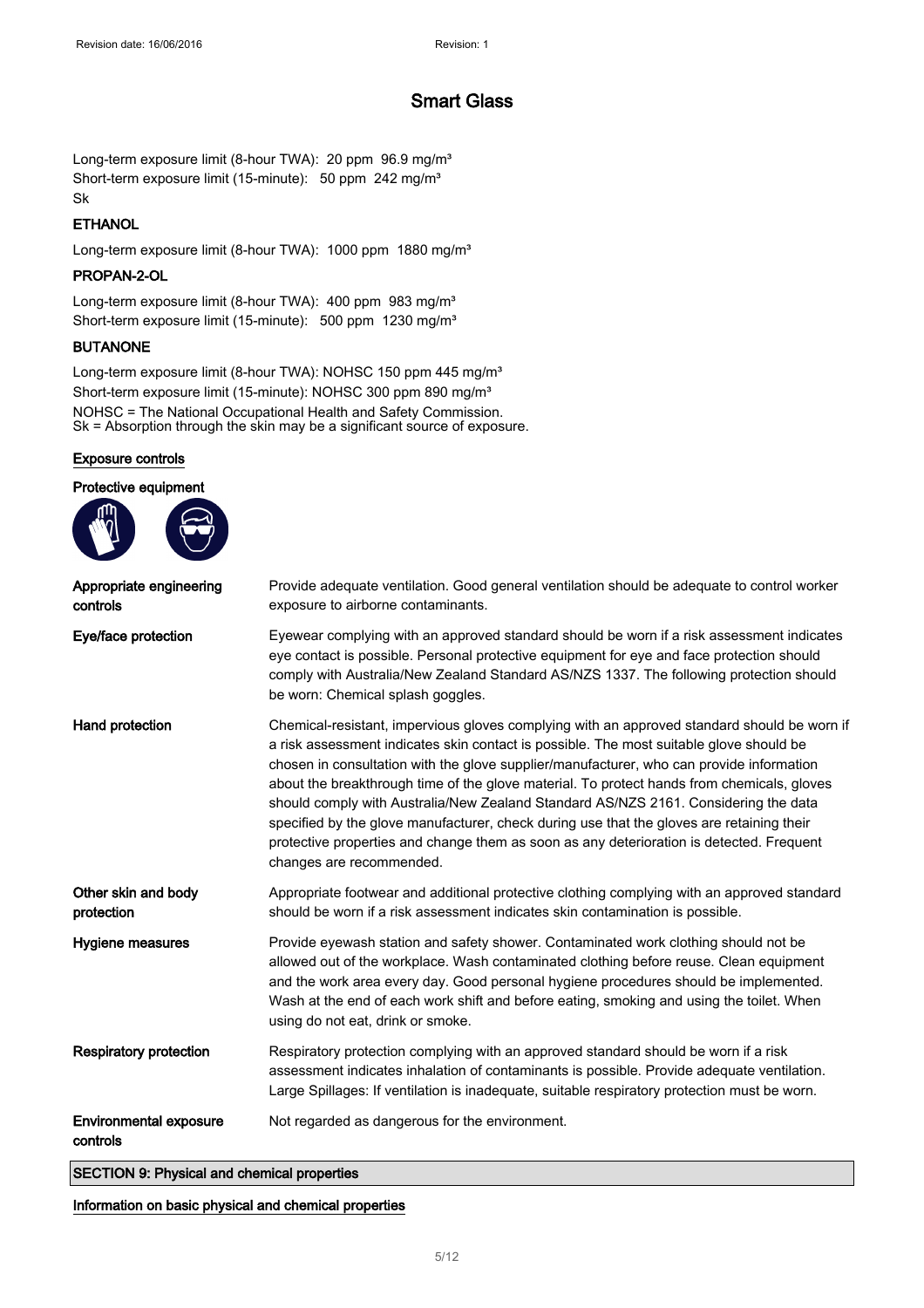Long-term exposure limit (8-hour TWA): 20 ppm 96.9 mg/m³
Short-term exposure limit (15-minute): 50 ppm 242 mg/m³
Sk

**ETHANOL**

Long-term exposure limit (8-hour TWA): 1000 ppm 1880 mg/m³

**PROPAN-2-OL**

Long-term exposure limit (8-hour TWA): 400 ppm 983 mg/m³
Short-term exposure limit (15-minute): 500 ppm 1230 mg/m³

**BUTANONE**

Long-term exposure limit (8-hour TWA): NOHSC 150 ppm 445 mg/m³
Short-term exposure limit (15-minute): NOHSC 300 ppm 890 mg/m³
NOHSC = The National Occupational Health and Safety Commission.
Sk = Absorption through the skin may be a significant source of exposure.

## Exposure controls

**Protective equipment**

| | |
|---|---|
| **Appropriate engineering controls** | Provide adequate ventilation. Good general ventilation should be adequate to control worker exposure to airborne contaminants. |
| **Eye/face protection** | Eyewear complying with an approved standard should be worn if a risk assessment indicates eye contact is possible. Personal protective equipment for eye and face protection should comply with Australia/New Zealand Standard AS/NZS 1337. The following protection should be worn: Chemical splash goggles. |
| **Hand protection** | Chemical-resistant, impervious gloves complying with an approved standard should be worn if a risk assessment indicates skin contact is possible. The most suitable glove should be chosen in consultation with the glove supplier/manufacturer, who can provide information about the breakthrough time of the glove material. To protect hands from chemicals, gloves should comply with Australia/New Zealand Standard AS/NZS 2161. Considering the data specified by the glove manufacturer, check during use that the gloves are retaining their protective properties and change them as soon as any deterioration is detected. Frequent changes are recommended. |
| **Other skin and body protection** | Appropriate footwear and additional protective clothing complying with an approved standard should be worn if a risk assessment indicates skin contamination is possible. |
| **Hygiene measures** | Provide eyewash station and safety shower. Contaminated work clothing should not be allowed out of the workplace. Wash contaminated clothing before reuse. Clean equipment and the work area every day. Good personal hygiene procedures should be implemented. Wash at the end of each work shift and before eating, smoking and using the toilet. When using do not eat, drink or smoke. |
| **Respiratory protection** | Respiratory protection complying with an approved standard should be worn if a risk assessment indicates inhalation of contaminants is possible. Provide adequate ventilation. Large Spillages: If ventilation is inadequate, suitable respiratory protection must be worn. |
| **Environmental exposure controls** | Not regarded as dangerous for the environment. |

## SECTION 9: Physical and chemical properties

### Information on basic physical and chemical properties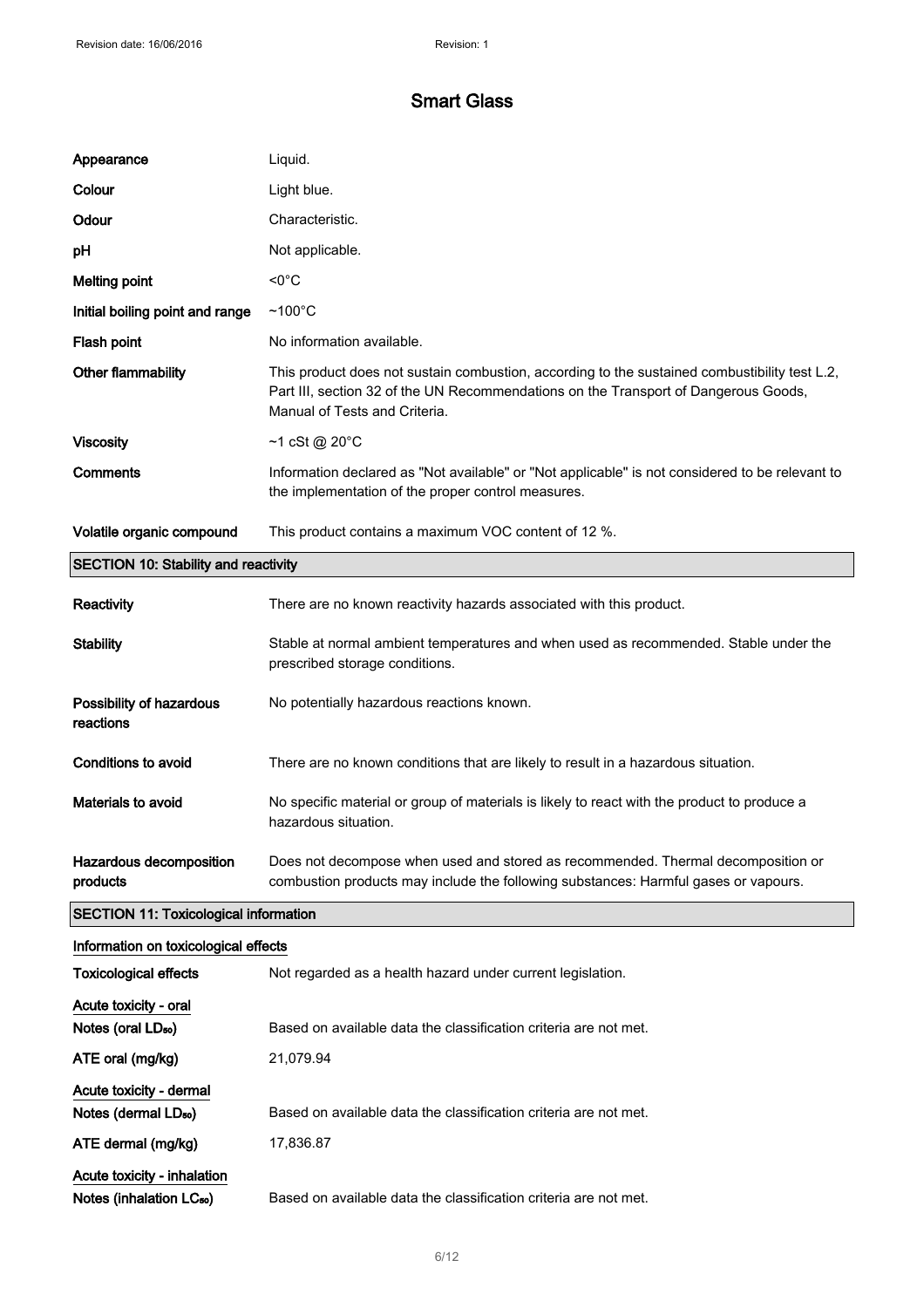# Smart Glass

| | |
|---|---|
| **Appearance** | Liquid. |
| **Colour** | Light blue. |
| **Odour** | Characteristic. |
| **pH** | Not applicable. |
| **Melting point** | <0°C |
| **Initial boiling point and range** | ~100°C |
| **Flash point** | No information available. |
| **Other flammability** | This product does not sustain combustion, according to the sustained combustibility test L.2, Part III, section 32 of the UN Recommendations on the Transport of Dangerous Goods, Manual of Tests and Criteria. |
| **Viscosity** | ~1 cSt @ 20°C |
| **Comments** | Information declared as "Not available" or "Not applicable" is not considered to be relevant to the implementation of the proper control measures. |
| **Volatile organic compound** | This product contains a maximum VOC content of 12 %. |

## SECTION 10: Stability and reactivity

| | |
|---|---|
| **Reactivity** | There are no known reactivity hazards associated with this product. |
| **Stability** | Stable at normal ambient temperatures and when used as recommended. Stable under the prescribed storage conditions. |
| **Possibility of hazardous reactions** | No potentially hazardous reactions known. |
| **Conditions to avoid** | There are no known conditions that are likely to result in a hazardous situation. |
| **Materials to avoid** | No specific material or group of materials is likely to react with the product to produce a hazardous situation. |
| **Hazardous decomposition products** | Does not decompose when used and stored as recommended. Thermal decomposition or combustion products may include the following substances: Harmful gases or vapours. |

## SECTION 11: Toxicological information

### Information on toxicological effects

| | |
|---|---|
| **Toxicological effects** | Not regarded as a health hazard under current legislation. |

**Acute toxicity - oral**

| | |
|---|---|
| **Notes (oral $LD_{50}$)** | Based on available data the classification criteria are not met. |
| **ATE oral (mg/kg)** | 21,079.94 |

**Acute toxicity - dermal**

| | |
|---|---|
| **Notes (dermal $LD_{50}$)** | Based on available data the classification criteria are not met. |
| **ATE dermal (mg/kg)** | 17,836.87 |

**Acute toxicity - inhalation**

| | |
|---|---|
| **Notes (inhalation $LC_{50}$)** | Based on available data the classification criteria are not met. |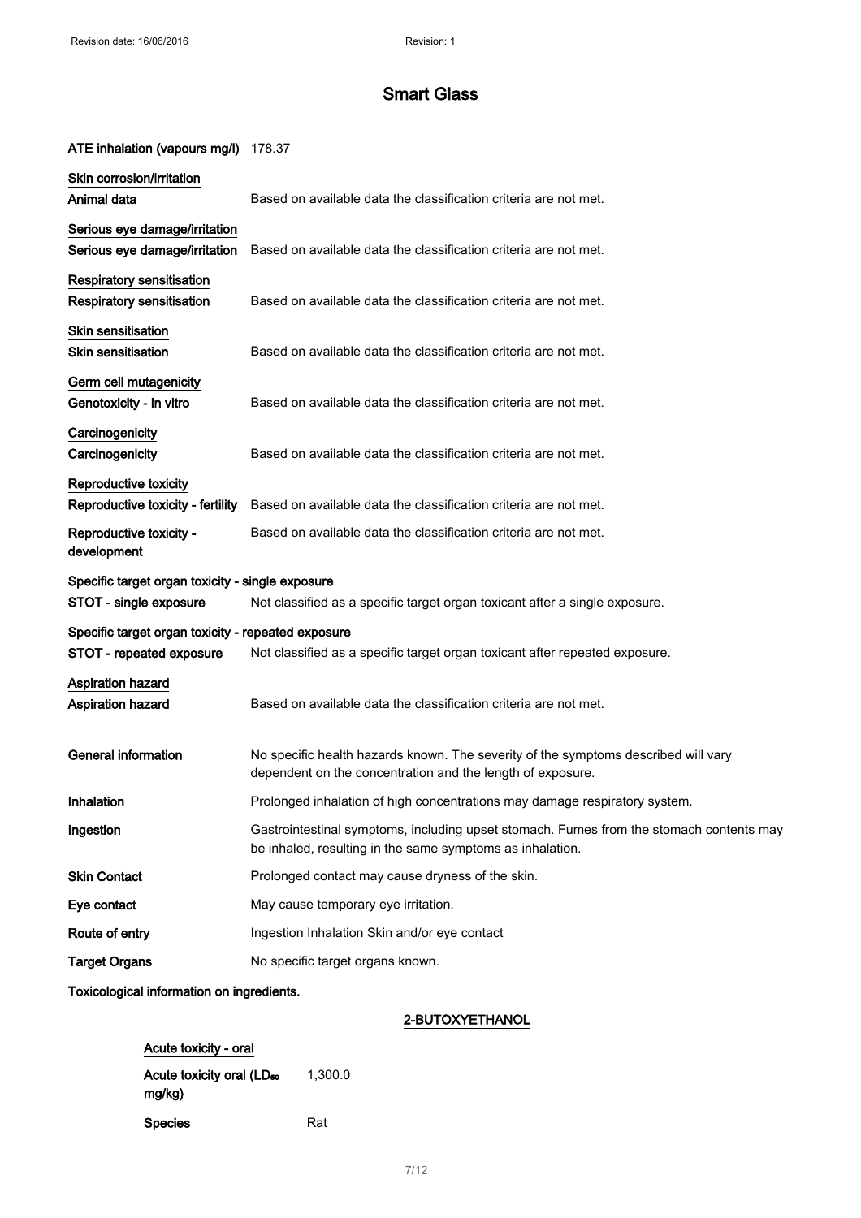| | |
|---|---|
| **ATE inhalation (vapours mg/l)** | 178.37 |

**Skin corrosion/irritation**

| | |
|---|---|
| **Animal data** | Based on available data the classification criteria are not met. |

**Serious eye damage/irritation**

| | |
|---|---|
| **Serious eye damage/irritation** | Based on available data the classification criteria are not met. |

**Respiratory sensitisation**

| | |
|---|---|
| **Respiratory sensitisation** | Based on available data the classification criteria are not met. |

**Skin sensitisation**

| | |
|---|---|
| **Skin sensitisation** | Based on available data the classification criteria are not met. |

**Germ cell mutagenicity**

| | |
|---|---|
| **Genotoxicity - in vitro** | Based on available data the classification criteria are not met. |

**Carcinogenicity**

| | |
|---|---|
| **Carcinogenicity** | Based on available data the classification criteria are not met. |

**Reproductive toxicity**

| | |
|---|---|
| **Reproductive toxicity - fertility** | Based on available data the classification criteria are not met. |
| **Reproductive toxicity - development** | Based on available data the classification criteria are not met. |

**Specific target organ toxicity - single exposure**

| | |
|---|---|
| **STOT - single exposure** | Not classified as a specific target organ toxicant after a single exposure. |

**Specific target organ toxicity - repeated exposure**

| | |
|---|---|
| **STOT - repeated exposure** | Not classified as a specific target organ toxicant after repeated exposure. |

**Aspiration hazard**

| | |
|---|---|
| **Aspiration hazard** | Based on available data the classification criteria are not met. |

| | |
|---|---|
| **General information** | No specific health hazards known. The severity of the symptoms described will vary dependent on the concentration and the length of exposure. |
| **Inhalation** | Prolonged inhalation of high concentrations may damage respiratory system. |
| **Ingestion** | Gastrointestinal symptoms, including upset stomach. Fumes from the stomach contents may be inhaled, resulting in the same symptoms as inhalation. |
| **Skin Contact** | Prolonged contact may cause dryness of the skin. |
| **Eye contact** | May cause temporary eye irritation. |
| **Route of entry** | Ingestion Inhalation Skin and/or eye contact |
| **Target Organs** | No specific target organs known. |

**Toxicological information on ingredients.**

**2-BUTOXYETHANOL**

**Acute toxicity - oral**

| | |
|---|---|
| **Acute toxicity oral ($LD_{50}$ mg/kg)** | 1,300.0 |
| **Species** | Rat |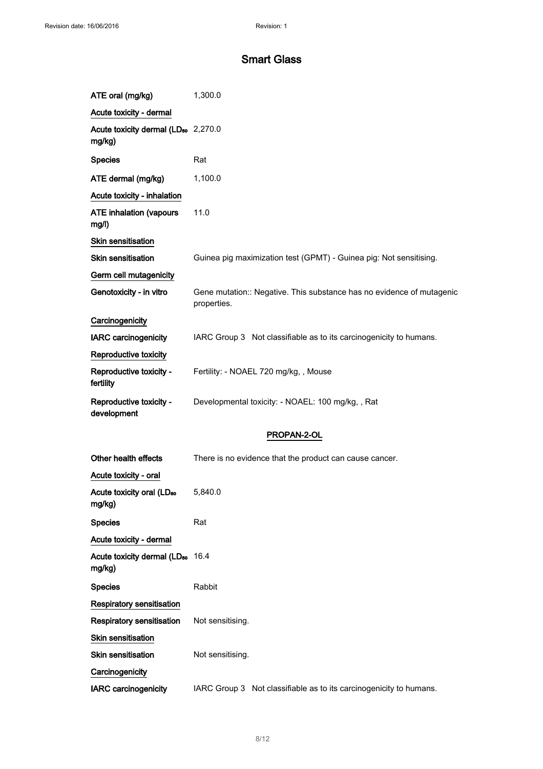| | |
|---|---|
| ATE oral (mg/kg) | 1,300.0 |
| Acute toxicity - dermal | |
| Acute toxicity dermal ($LD_{50}$ mg/kg) | 2,270.0 |
| Species | Rat |
| ATE dermal (mg/kg) | 1,100.0 |
| Acute toxicity - inhalation | |
| ATE inhalation (vapours mg/l) | 11.0 |
| Skin sensitisation | |
| Skin sensitisation | Guinea pig maximization test (GPMT) - Guinea pig: Not sensitising. |
| Germ cell mutagenicity | |
| Genotoxicity - in vitro | Gene mutation:: Negative. This substance has no evidence of mutagenic properties. |
| Carcinogenicity | |
| IARC carcinogenicity | IARC Group 3 Not classifiable as to its carcinogenicity to humans. |
| Reproductive toxicity | |
| Reproductive toxicity - fertility | Fertility: - NOAEL 720 mg/kg, , Mouse |
| Reproductive toxicity - development | Developmental toxicity: - NOAEL: 100 mg/kg, , Rat |

## PROPAN-2-OL

| | |
|---|---|
| Other health effects | There is no evidence that the product can cause cancer. |
| Acute toxicity - oral | |
| Acute toxicity oral ($LD_{50}$ mg/kg) | 5,840.0 |
| Species | Rat |
| Acute toxicity - dermal | |
| Acute toxicity dermal ($LD_{50}$ mg/kg) | 16.4 |
| Species | Rabbit |
| Respiratory sensitisation | |
| Respiratory sensitisation | Not sensitising. |
| Skin sensitisation | |
| Skin sensitisation | Not sensitising. |
| Carcinogenicity | |
| IARC carcinogenicity | IARC Group 3 Not classifiable as to its carcinogenicity to humans. |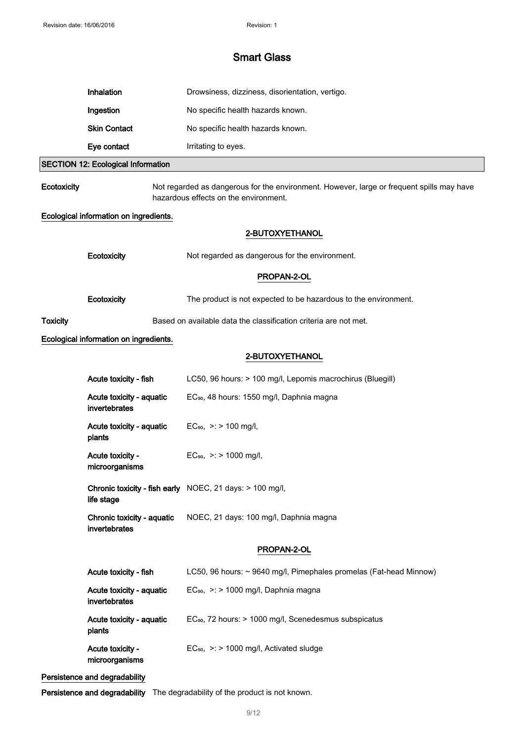| | |
|---|---|
| **Inhalation** | Drowsiness, dizziness, disorientation, vertigo. |
| **Ingestion** | No specific health hazards known. |
| **Skin Contact** | No specific health hazards known. |
| **Eye contact** | Irritating to eyes. |

## SECTION 12: Ecological Information

**Ecotoxicity** Not regarded as dangerous for the environment. However, large or frequent spills may have hazardous effects on the environment.

**Ecological information on ingredients.**

**2-BUTOXYETHANOL**

| | |
|---|---|
| **Ecotoxicity** | Not regarded as dangerous for the environment. |

**PROPAN-2-OL**

| | |
|---|---|
| **Ecotoxicity** | The product is not expected to be hazardous to the environment. |

**Toxicity** Based on available data the classification criteria are not met.

**Ecological information on ingredients.**

**2-BUTOXYETHANOL**

| | |
|---|---|
| **Acute toxicity - fish** | LC50, 96 hours: > 100 mg/l, Lepomis macrochirus (Bluegill) |
| **Acute toxicity - aquatic invertebrates** | $EC_{50}$, 48 hours: 1550 mg/l, Daphnia magna |
| **Acute toxicity - aquatic plants** | $EC_{50}$, >: > 100 mg/l, |
| **Acute toxicity - microorganisms** | $EC_{50}$, >: > 1000 mg/l, |
| **Chronic toxicity - fish early life stage** | NOEC, 21 days: > 100 mg/l, |
| **Chronic toxicity - aquatic invertebrates** | NOEC, 21 days: 100 mg/l, Daphnia magna |

**PROPAN-2-OL**

| | |
|---|---|
| **Acute toxicity - fish** | LC50, 96 hours: ~ 9640 mg/l, Pimephales promelas (Fat-head Minnow) |
| **Acute toxicity - aquatic invertebrates** | $EC_{50}$, >: > 1000 mg/l, Daphnia magna |
| **Acute toxicity - aquatic plants** | $EC_{50}$, 72 hours: > 1000 mg/l, Scenedesmus subspicatus |
| **Acute toxicity - microorganisms** | $EC_{50}$, >: > 1000 mg/l, Activated sludge |

**Persistence and degradability**

**Persistence and degradability** The degradability of the product is not known.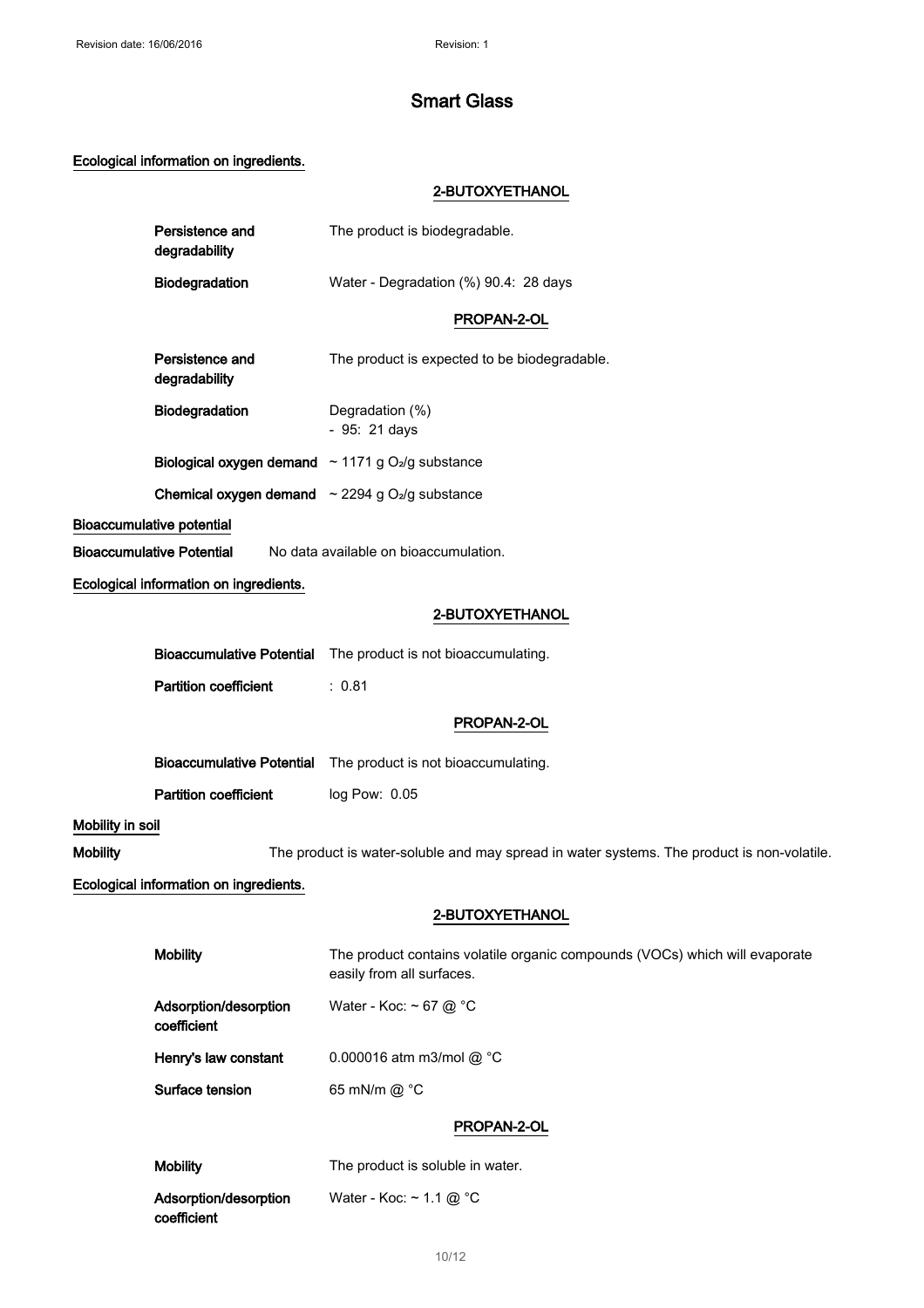Revision date: 16/06/2016 Revision: 1

# Smart Glass

**Ecological information on ingredients.**

**2-BUTOXYETHANOL**

| | |
|---|---|
| **Persistence and degradability** | The product is biodegradable. |
| **Biodegradation** | Water - Degradation (%) 90.4: 28 days |

**PROPAN-2-OL**

| | |
|---|---|
| **Persistence and degradability** | The product is expected to be biodegradable. |
| **Biodegradation** | Degradation (%) - 95: 21 days |
| **Biological oxygen demand** | ~ 1171 g $O_2$/g substance |
| **Chemical oxygen demand** | ~ 2294 g $O_2$/g substance |

**Bioaccumulative potential**

**Bioaccumulative Potential** No data available on bioaccumulation.

**Ecological information on ingredients.**

**2-BUTOXYETHANOL**

| | |
|---|---|
| **Bioaccumulative Potential** | The product is not bioaccumulating. |
| **Partition coefficient** | : 0.81 |

**PROPAN-2-OL**

| | |
|---|---|
| **Bioaccumulative Potential** | The product is not bioaccumulating. |
| **Partition coefficient** | log Pow: 0.05 |

**Mobility in soil**

**Mobility** The product is water-soluble and may spread in water systems. The product is non-volatile.

**Ecological information on ingredients.**

**2-BUTOXYETHANOL**

| | |
|---|---|
| **Mobility** | The product contains volatile organic compounds (VOCs) which will evaporate easily from all surfaces. |
| **Adsorption/desorption coefficient** | Water - Koc: ~ 67 @ °C |
| **Henry's law constant** | 0.000016 atm m3/mol @ °C |
| **Surface tension** | 65 mN/m @ °C |

**PROPAN-2-OL**

| | |
|---|---|
| **Mobility** | The product is soluble in water. |
| **Adsorption/desorption coefficient** | Water - Koc: ~ 1.1 @ °C |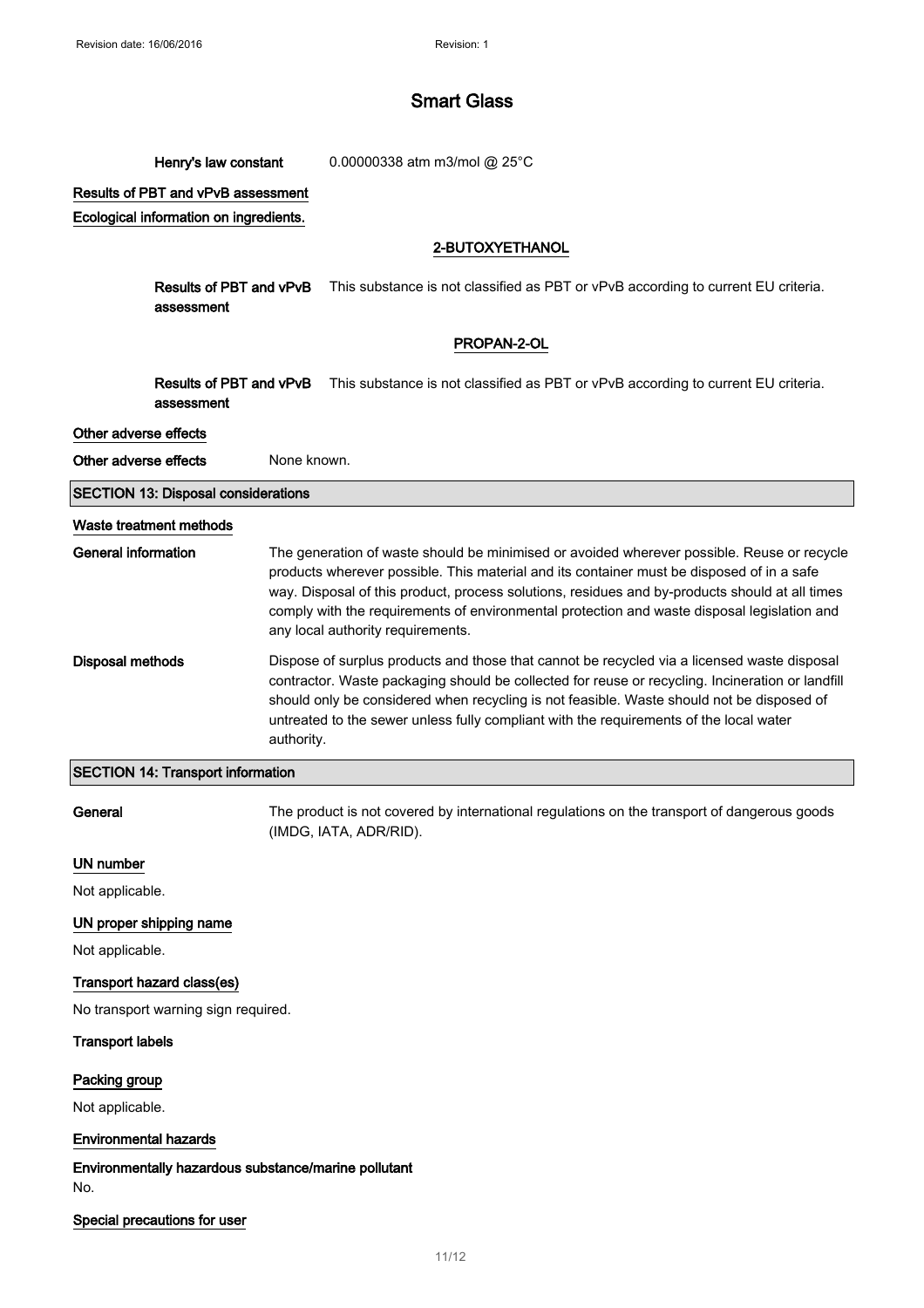Henry's law constant: 0.00000338 atm m3/mol @ 25°C

Results of PBT and vPvB assessment

Ecological information on ingredients.

**2-BUTOXYETHANOL**

**Results of PBT and vPvB assessment**: This substance is not classified as PBT or vPvB according to current EU criteria.

**PROPAN-2-OL**

**Results of PBT and vPvB assessment**: This substance is not classified as PBT or vPvB according to current EU criteria.

Other adverse effects

**Other adverse effects**: None known.

## SECTION 13: Disposal considerations

Waste treatment methods

**General information**: The generation of waste should be minimised or avoided wherever possible. Reuse or recycle products wherever possible. This material and its container must be disposed of in a safe way. Disposal of this product, process solutions, residues and by-products should at all times comply with the requirements of environmental protection and waste disposal legislation and any local authority requirements.

**Disposal methods**: Dispose of surplus products and those that cannot be recycled via a licensed waste disposal contractor. Waste packaging should be collected for reuse or recycling. Incineration or landfill should only be considered when recycling is not feasible. Waste should not be disposed of untreated to the sewer unless fully compliant with the requirements of the local water authority.

## SECTION 14: Transport information

**General**: The product is not covered by international regulations on the transport of dangerous goods (IMDG, IATA, ADR/RID).

UN number

Not applicable.

UN proper shipping name

Not applicable.

Transport hazard class(es)

No transport warning sign required.

**Transport labels**

Packing group

Not applicable.

Environmental hazards

**Environmentally hazardous substance/marine pollutant**

No.

Special precautions for user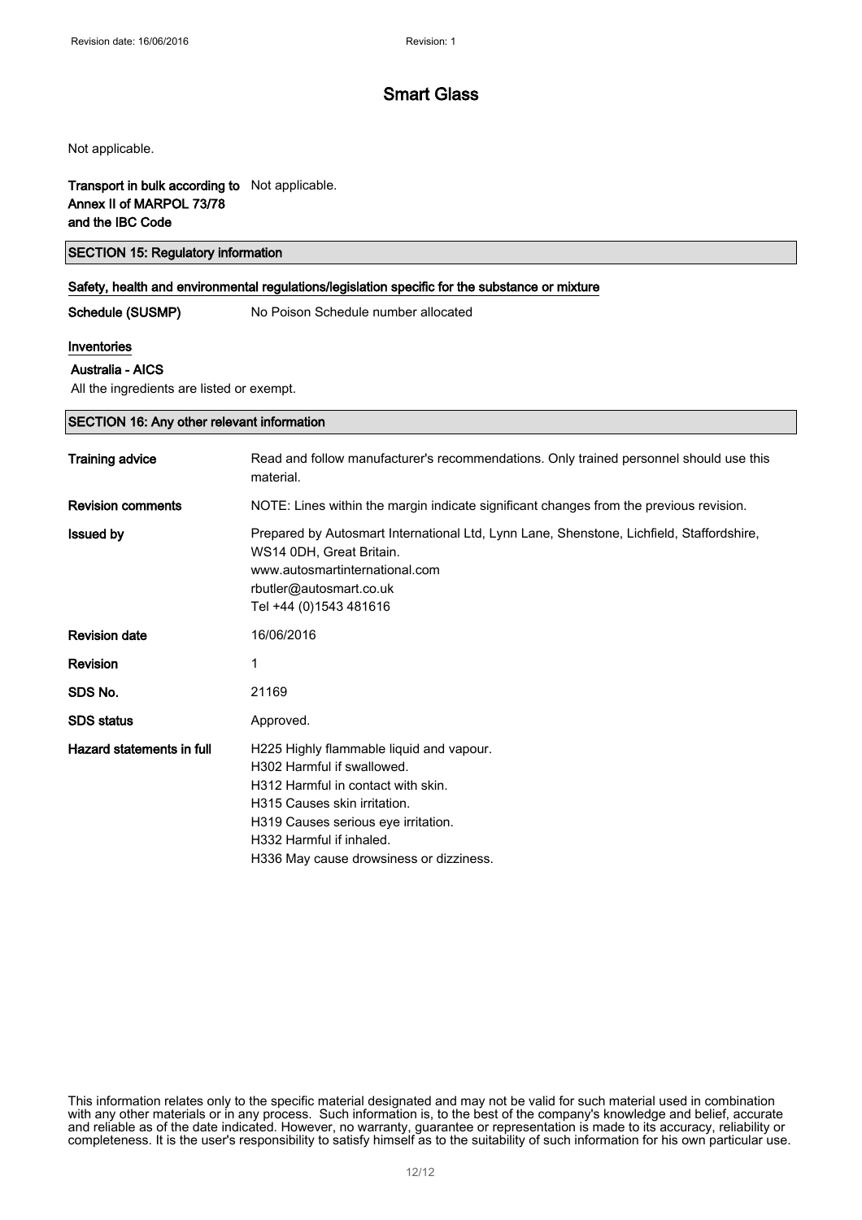Not applicable.

| | |
|---|---|
| **Transport in bulk according to Annex II of MARPOL 73/78 and the IBC Code** | Not applicable. |

## SECTION 15: Regulatory information

### Safety, health and environmental regulations/legislation specific for the substance or mixture

| | |
|---|---|
| **Schedule (SUSMP)** | No Poison Schedule number allocated |

### Inventories

**Australia - AICS**

All the ingredients are listed or exempt.

## SECTION 16: Any other relevant information

| | |
|---|---|
| **Training advice** | Read and follow manufacturer's recommendations. Only trained personnel should use this material. |
| **Revision comments** | NOTE: Lines within the margin indicate significant changes from the previous revision. |
| **Issued by** | Prepared by Autosmart International Ltd, Lynn Lane, Shenstone, Lichfield, Staffordshire, WS14 0DH, Great Britain.<br>www.autosmartinternational.com<br>rbutler@autosmart.co.uk<br>Tel +44 (0)1543 481616 |
| **Revision date** | 16/06/2016 |
| **Revision** | 1 |
| **SDS No.** | 21169 |
| **SDS status** | Approved. |
| **Hazard statements in full** | H225 Highly flammable liquid and vapour.<br>H302 Harmful if swallowed.<br>H312 Harmful in contact with skin.<br>H315 Causes skin irritation.<br>H319 Causes serious eye irritation.<br>H332 Harmful if inhaled.<br>H336 May cause drowsiness or dizziness. |

This information relates only to the specific material designated and may not be valid for such material used in combination with any other materials or in any process. Such information is, to the best of the company's knowledge and belief, accurate and reliable as of the date indicated. However, no warranty, guarantee or representation is made to its accuracy, reliability or completeness. It is the user's responsibility to satisfy himself as to the suitability of such information for his own particular use.